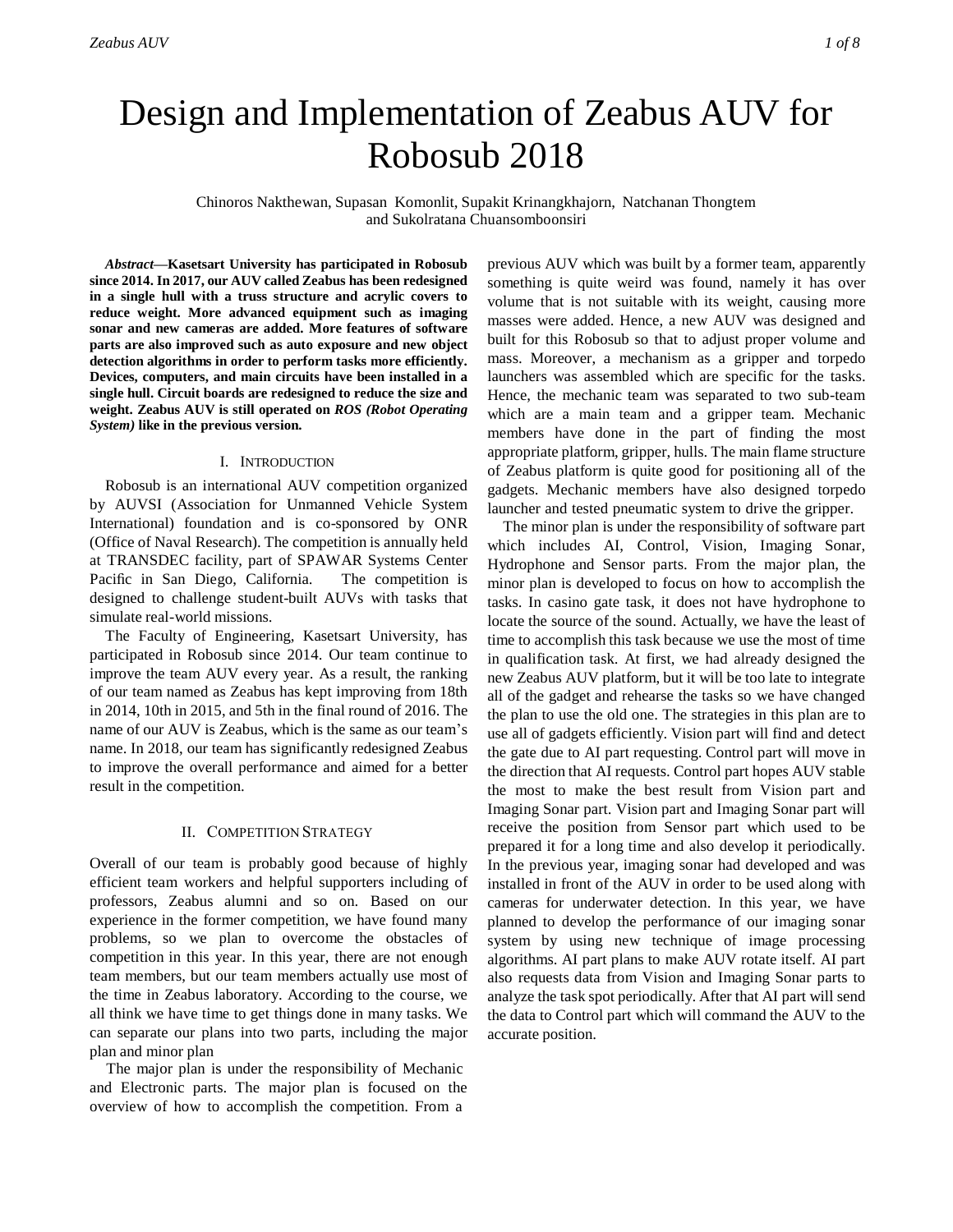# Design and Implementation of Zeabus AUV for Robosub 2018

Chinoros Nakthewan, Supasan Komonlit, Supakit Krinangkhajorn, Natchanan Thongtem and Sukolratana Chuansomboonsiri

***Abstract*—Kasetsart University has participated in Robosub since 2014. In 2017, our AUV called Zeabus has been redesigned in a single hull with a truss structure and acrylic covers to reduce weight. More advanced equipment such as imaging sonar and new cameras are added. More features of software parts are also improved such as auto exposure and new object detection algorithms in order to perform tasks more efficiently. Devices, computers, and main circuits have been installed in a single hull. Circuit boards are redesigned to reduce the size and weight. Zeabus AUV is still operated on *ROS (Robot Operating System)* like in the previous version.**

## I. Introduction

Robosub is an international AUV competition organized by AUVSI (Association for Unmanned Vehicle System International) foundation and is co-sponsored by ONR (Office of Naval Research). The competition is annually held at TRANSDEC facility, part of SPAWAR Systems Center Pacific in San Diego, California. The competition is designed to challenge student-built AUVs with tasks that simulate real-world missions.

The Faculty of Engineering, Kasetsart University, has participated in Robosub since 2014. Our team continue to improve the team AUV every year. As a result, the ranking of our team named as Zeabus has kept improving from 18th in 2014, 10th in 2015, and 5th in the final round of 2016. The name of our AUV is Zeabus, which is the same as our team's name. In 2018, our team has significantly redesigned Zeabus to improve the overall performance and aimed for a better result in the competition.

## II. Competition Strategy

Overall of our team is probably good because of highly efficient team workers and helpful supporters including of professors, Zeabus alumni and so on. Based on our experience in the former competition, we have found many problems, so we plan to overcome the obstacles of competition in this year. In this year, there are not enough team members, but our team members actually use most of the time in Zeabus laboratory. According to the course, we all think we have time to get things done in many tasks. We can separate our plans into two parts, including the major plan and minor plan

The major plan is under the responsibility of Mechanic and Electronic parts. The major plan is focused on the overview of how to accomplish the competition. From a previous AUV which was built by a former team, apparently something is quite weird was found, namely it has over volume that is not suitable with its weight, causing more masses were added. Hence, a new AUV was designed and built for this Robosub so that to adjust proper volume and mass. Moreover, a mechanism as a gripper and torpedo launchers was assembled which are specific for the tasks. Hence, the mechanic team was separated to two sub-team which are a main team and a gripper team. Mechanic members have done in the part of finding the most appropriate platform, gripper, hulls. The main flame structure of Zeabus platform is quite good for positioning all of the gadgets. Mechanic members have also designed torpedo launcher and tested pneumatic system to drive the gripper.

The minor plan is under the responsibility of software part which includes AI, Control, Vision, Imaging Sonar, Hydrophone and Sensor parts. From the major plan, the minor plan is developed to focus on how to accomplish the tasks. In casino gate task, it does not have hydrophone to locate the source of the sound. Actually, we have the least of time to accomplish this task because we use the most of time in qualification task. At first, we had already designed the new Zeabus AUV platform, but it will be too late to integrate all of the gadget and rehearse the tasks so we have changed the plan to use the old one. The strategies in this plan are to use all of gadgets efficiently. Vision part will find and detect the gate due to AI part requesting. Control part will move in the direction that AI requests. Control part hopes AUV stable the most to make the best result from Vision part and Imaging Sonar part. Vision part and Imaging Sonar part will receive the position from Sensor part which used to be prepared it for a long time and also develop it periodically. In the previous year, imaging sonar had developed and was installed in front of the AUV in order to be used along with cameras for underwater detection. In this year, we have planned to develop the performance of our imaging sonar system by using new technique of image processing algorithms. AI part plans to make AUV rotate itself. AI part also requests data from Vision and Imaging Sonar parts to analyze the task spot periodically. After that AI part will send the data to Control part which will command the AUV to the accurate position.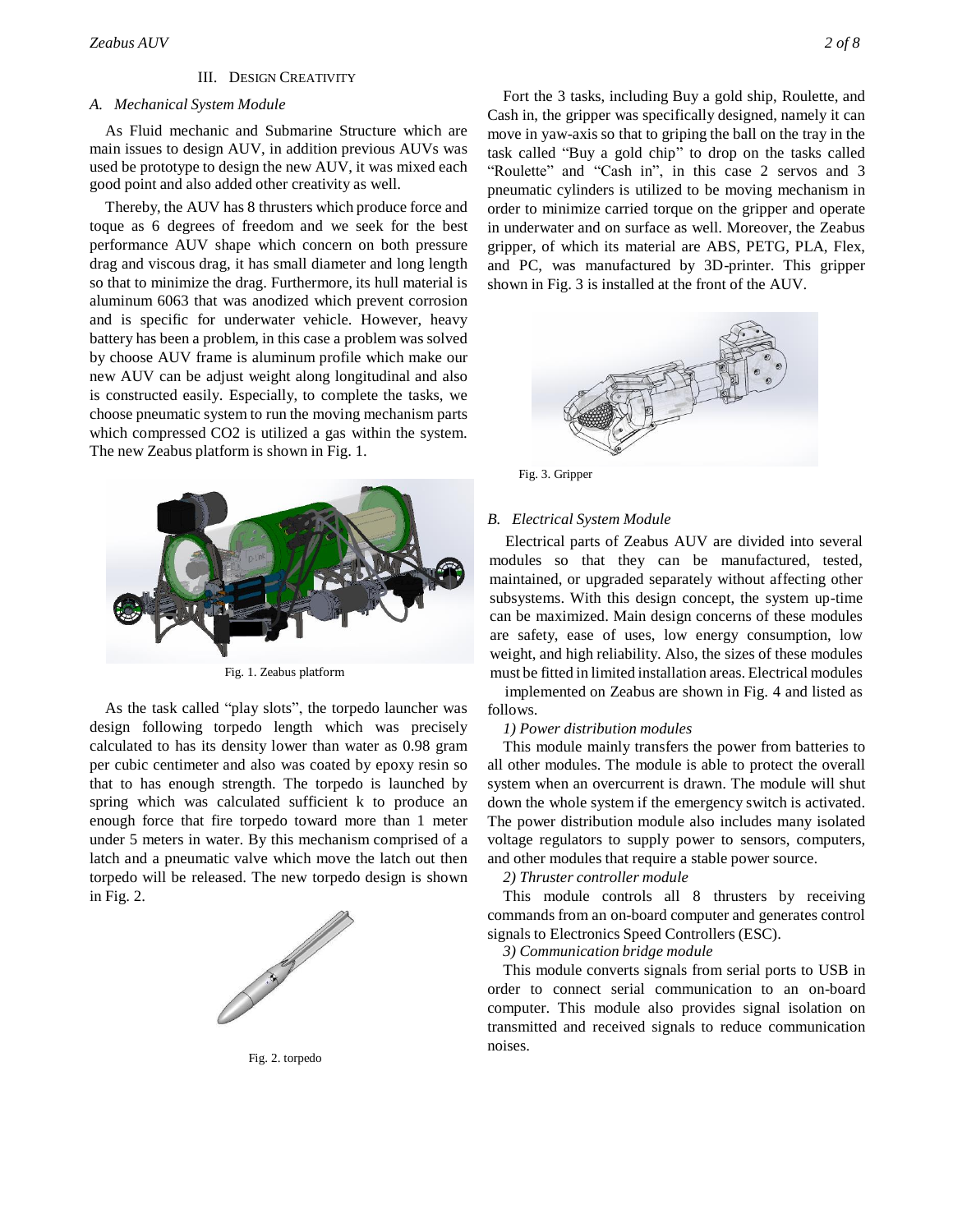## III. Design Creativity

### *A. Mechanical System Module*

As Fluid mechanic and Submarine Structure which are main issues to design AUV, in addition previous AUVs was used be prototype to design the new AUV, it was mixed each good point and also added other creativity as well.

Thereby, the AUV has 8 thrusters which produce force and toque as 6 degrees of freedom and we seek for the best performance AUV shape which concern on both pressure drag and viscous drag, it has small diameter and long length so that to minimize the drag. Furthermore, its hull material is aluminum 6063 that was anodized which prevent corrosion and is specific for underwater vehicle. However, heavy battery has been a problem, in this case a problem was solved by choose AUV frame is aluminum profile which make our new AUV can be adjust weight along longitudinal and also is constructed easily. Especially, to complete the tasks, we choose pneumatic system to run the moving mechanism parts which compressed CO2 is utilized a gas within the system. The new Zeabus platform is shown in Fig. 1.

Fig. 1. Zeabus platform

As the task called "play slots", the torpedo launcher was design following torpedo length which was precisely calculated to has its density lower than water as 0.98 gram per cubic centimeter and also was coated by epoxy resin so that to has enough strength. The torpedo is launched by spring which was calculated sufficient k to produce an enough force that fire torpedo toward more than 1 meter under 5 meters in water. By this mechanism comprised of a latch and a pneumatic valve which move the latch out then torpedo will be released. The new torpedo design is shown in Fig. 2.

Fig. 2. torpedo

Fort the 3 tasks, including Buy a gold ship, Roulette, and Cash in, the gripper was specifically designed, namely it can move in yaw-axis so that to griping the ball on the tray in the task called "Buy a gold chip" to drop on the tasks called "Roulette" and "Cash in", in this case 2 servos and 3 pneumatic cylinders is utilized to be moving mechanism in order to minimize carried torque on the gripper and operate in underwater and on surface as well. Moreover, the Zeabus gripper, of which its material are ABS, PETG, PLA, Flex, and PC, was manufactured by 3D-printer. This gripper shown in Fig. 3 is installed at the front of the AUV.

Fig. 3. Gripper

### *B. Electrical System Module*

Electrical parts of Zeabus AUV are divided into several modules so that they can be manufactured, tested, maintained, or upgraded separately without affecting other subsystems. With this design concept, the system up-time can be maximized. Main design concerns of these modules are safety, ease of uses, low energy consumption, low weight, and high reliability. Also, the sizes of these modules must be fitted in limited installation areas. Electrical modules implemented on Zeabus are shown in Fig. 4 and listed as follows.

*1) Power distribution modules*

This module mainly transfers the power from batteries to all other modules. The module is able to protect the overall system when an overcurrent is drawn. The module will shut down the whole system if the emergency switch is activated. The power distribution module also includes many isolated voltage regulators to supply power to sensors, computers, and other modules that require a stable power source.

*2) Thruster controller module*

This module controls all 8 thrusters by receiving commands from an on-board computer and generates control signals to Electronics Speed Controllers (ESC).

*3) Communication bridge module*

This module converts signals from serial ports to USB in order to connect serial communication to an on-board computer. This module also provides signal isolation on transmitted and received signals to reduce communication noises.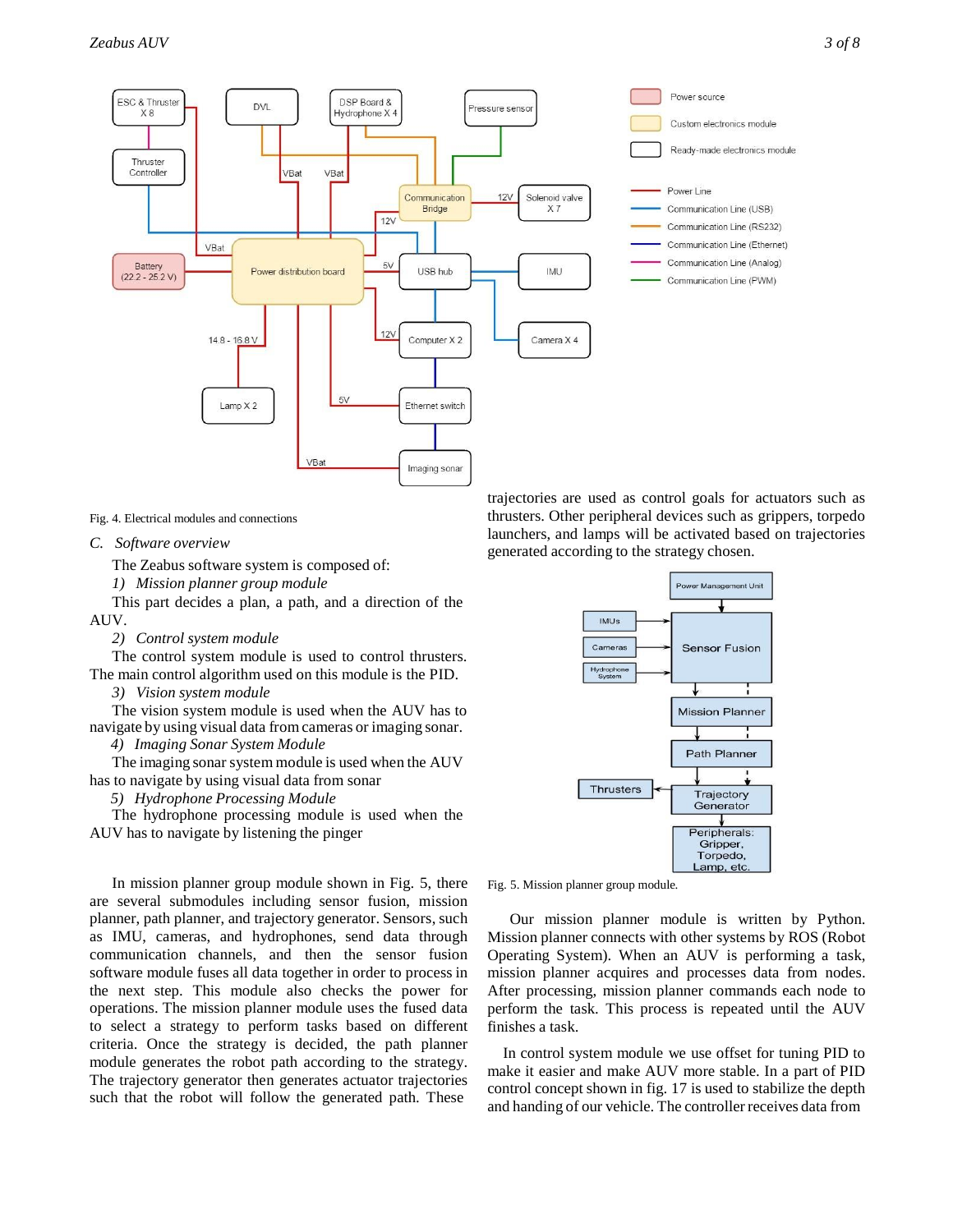Fig. 4. Electrical modules and connections

### *C. Software overview*

The Zeabus software system is composed of:

*1) Mission planner group module*

This part decides a plan, a path, and a direction of the AUV.

*2) Control system module*

The control system module is used to control thrusters. The main control algorithm used on this module is the PID.

*3) Vision system module*

The vision system module is used when the AUV has to navigate by using visual data from cameras or imaging sonar.

*4) Imaging Sonar System Module*

The imaging sonar system module is used when the AUV has to navigate by using visual data from sonar

*5) Hydrophone Processing Module*

The hydrophone processing module is used when the AUV has to navigate by listening the pinger

In mission planner group module shown in Fig. 5, there are several submodules including sensor fusion, mission planner, path planner, and trajectory generator. Sensors, such as IMU, cameras, and hydrophones, send data through communication channels, and then the sensor fusion software module fuses all data together in order to process in the next step. This module also checks the power for operations. The mission planner module uses the fused data to select a strategy to perform tasks based on different criteria. Once the strategy is decided, the path planner module generates the robot path according to the strategy. The trajectory generator then generates actuator trajectories such that the robot will follow the generated path. These trajectories are used as control goals for actuators such as thrusters. Other peripheral devices such as grippers, torpedo launchers, and lamps will be activated based on trajectories generated according to the strategy chosen.

Fig. 5. Mission planner group module.

Our mission planner module is written by Python. Mission planner connects with other systems by ROS (Robot Operating System). When an AUV is performing a task, mission planner acquires and processes data from nodes. After processing, mission planner commands each node to perform the task. This process is repeated until the AUV finishes a task.

In control system module we use offset for tuning PID to make it easier and make AUV more stable. In a part of PID control concept shown in fig. 17 is used to stabilize the depth and handing of our vehicle. The controller receives data from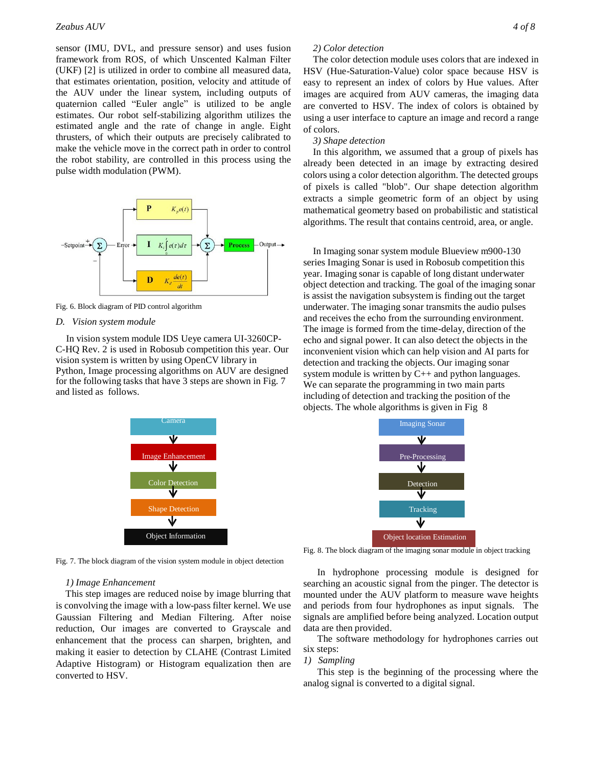sensor (IMU, DVL, and pressure sensor) and uses fusion framework from ROS, of which Unscented Kalman Filter (UKF) [2] is utilized in order to combine all measured data, that estimates orientation, position, velocity and attitude of the AUV under the linear system, including outputs of quaternion called "Euler angle" is utilized to be angle estimates. Our robot self-stabilizing algorithm utilizes the estimated angle and the rate of change in angle. Eight thrusters, of which their outputs are precisely calibrated to make the vehicle move in the correct path in order to control the robot stability, are controlled in this process using the pulse width modulation (PWM).

Fig. 6. Block diagram of PID control algorithm

## D. Vision system module

In vision system module IDS Ueye camera UI-3260CP-C-HQ Rev. 2 is used in Robosub competition this year. Our vision system is written by using OpenCV library in Python, Image processing algorithms on AUV are designed for the following tasks that have 3 steps are shown in Fig. 7 and listed as follows.

Fig. 7. The block diagram of the vision system module in object detection

### 1) Image Enhancement

This step images are reduced noise by image blurring that is convolving the image with a low-pass filter kernel. We use Gaussian Filtering and Median Filtering. After noise reduction, Our images are converted to Grayscale and enhancement that the process can sharpen, brighten, and making it easier to detection by CLAHE (Contrast Limited Adaptive Histogram) or Histogram equalization then are converted to HSV.

### 2) Color detection

The color detection module uses colors that are indexed in HSV (Hue-Saturation-Value) color space because HSV is easy to represent an index of colors by Hue values. After images are acquired from AUV cameras, the imaging data are converted to HSV. The index of colors is obtained by using a user interface to capture an image and record a range of colors.

### 3) Shape detection

In this algorithm, we assumed that a group of pixels has already been detected in an image by extracting desired colors using a color detection algorithm. The detected groups of pixels is called "blob". Our shape detection algorithm extracts a simple geometric form of an object by using mathematical geometry based on probabilistic and statistical algorithms. The result that contains centroid, area, or angle.

In Imaging sonar system module Blueview m900-130 series Imaging Sonar is used in Robosub competition this year. Imaging sonar is capable of long distant underwater object detection and tracking. The goal of the imaging sonar is assist the navigation subsystem is finding out the target underwater. The imaging sonar transmits the audio pulses and receives the echo from the surrounding environment. The image is formed from the time-delay, direction of the echo and signal power. It can also detect the objects in the inconvenient vision which can help vision and AI parts for detection and tracking the objects. Our imaging sonar system module is written by C++ and python languages. We can separate the programming in two main parts including of detection and tracking the position of the objects. The whole algorithms is given in Fig 8

Fig. 8. The block diagram of the imaging sonar module in object tracking

In hydrophone processing module is designed for searching an acoustic signal from the pinger. The detector is mounted under the AUV platform to measure wave heights and periods from four hydrophones as input signals. The signals are amplified before being analyzed. Location output data are then provided.

The software methodology for hydrophones carries out six steps:

1) *Sampling*

This step is the beginning of the processing where the analog signal is converted to a digital signal.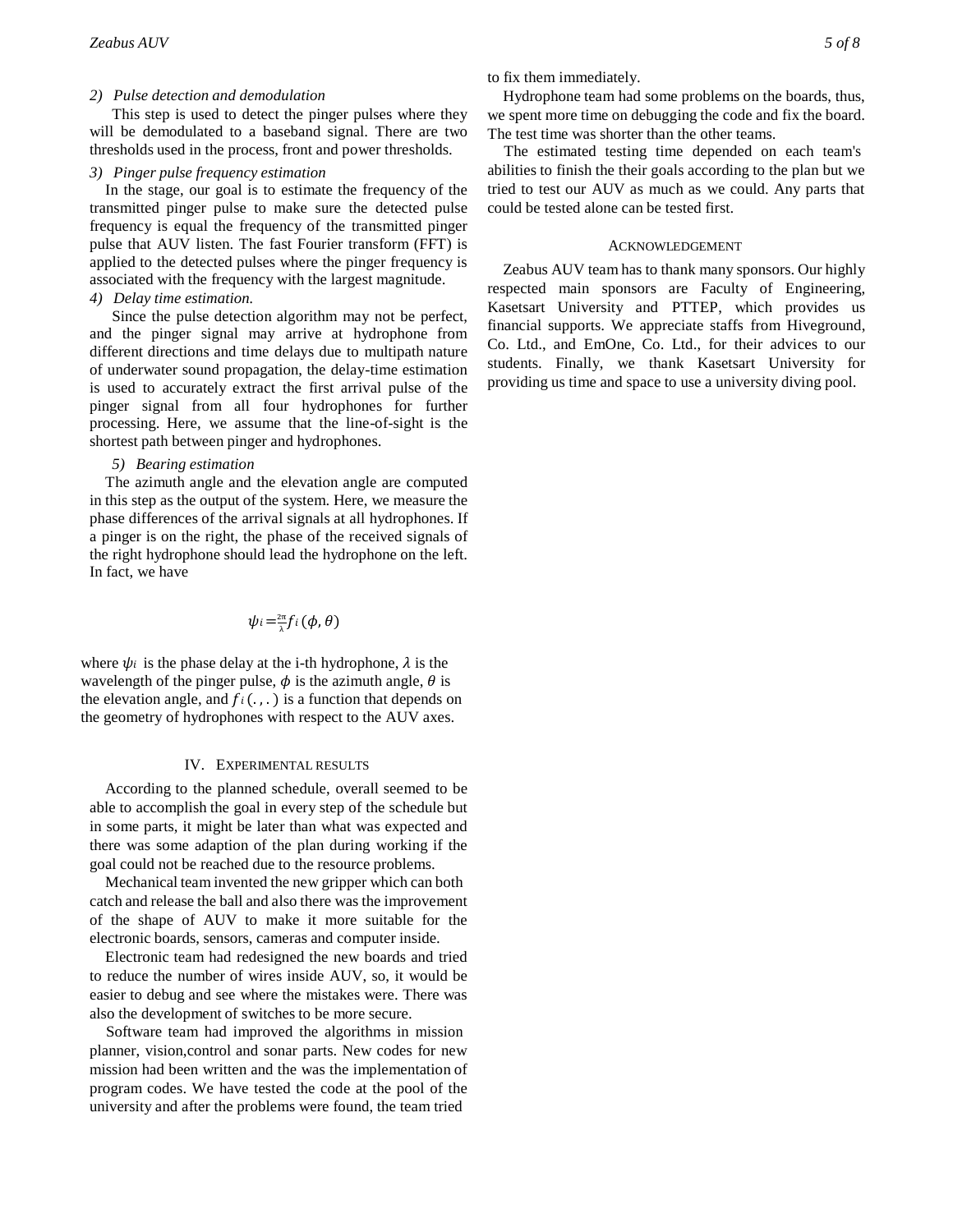*2) Pulse detection and demodulation*

This step is used to detect the pinger pulses where they will be demodulated to a baseband signal. There are two thresholds used in the process, front and power thresholds.

*3) Pinger pulse frequency estimation*

In the stage, our goal is to estimate the frequency of the transmitted pinger pulse to make sure the detected pulse frequency is equal the frequency of the transmitted pinger pulse that AUV listen. The fast Fourier transform (FFT) is applied to the detected pulses where the pinger frequency is associated with the frequency with the largest magnitude.

*4) Delay time estimation.*

Since the pulse detection algorithm may not be perfect, and the pinger signal may arrive at hydrophone from different directions and time delays due to multipath nature of underwater sound propagation, the delay-time estimation is used to accurately extract the first arrival pulse of the pinger signal from all four hydrophones for further processing. Here, we assume that the line-of-sight is the shortest path between pinger and hydrophones.

*5) Bearing estimation*

The azimuth angle and the elevation angle are computed in this step as the output of the system. Here, we measure the phase differences of the arrival signals at all hydrophones. If a pinger is on the right, the phase of the received signals of the right hydrophone should lead the hydrophone on the left. In fact, we have

$$\psi_i = \frac{2\pi}{\lambda} f_i(\phi, \theta)$$

where $\psi_i$ is the phase delay at the i-th hydrophone, $\lambda$ is the wavelength of the pinger pulse, $\phi$ is the azimuth angle, $\theta$ is the elevation angle, and $f_i(.,.)$ is a function that depends on the geometry of hydrophones with respect to the AUV axes.

## IV. Experimental results

According to the planned schedule, overall seemed to be able to accomplish the goal in every step of the schedule but in some parts, it might be later than what was expected and there was some adaption of the plan during working if the goal could not be reached due to the resource problems.

Mechanical team invented the new gripper which can both catch and release the ball and also there was the improvement of the shape of AUV to make it more suitable for the electronic boards, sensors, cameras and computer inside.

Electronic team had redesigned the new boards and tried to reduce the number of wires inside AUV, so, it would be easier to debug and see where the mistakes were. There was also the development of switches to be more secure.

Software team had improved the algorithms in mission planner, vision,control and sonar parts. New codes for new mission had been written and the was the implementation of program codes. We have tested the code at the pool of the university and after the problems were found, the team tried to fix them immediately.

Hydrophone team had some problems on the boards, thus, we spent more time on debugging the code and fix the board. The test time was shorter than the other teams.

The estimated testing time depended on each team's abilities to finish the their goals according to the plan but we tried to test our AUV as much as we could. Any parts that could be tested alone can be tested first.

## Acknowledgement

Zeabus AUV team has to thank many sponsors. Our highly respected main sponsors are Faculty of Engineering, Kasetsart University and PTTEP, which provides us financial supports. We appreciate staffs from Hiveground, Co. Ltd., and EmOne, Co. Ltd., for their advices to our students. Finally, we thank Kasetsart University for providing us time and space to use a university diving pool.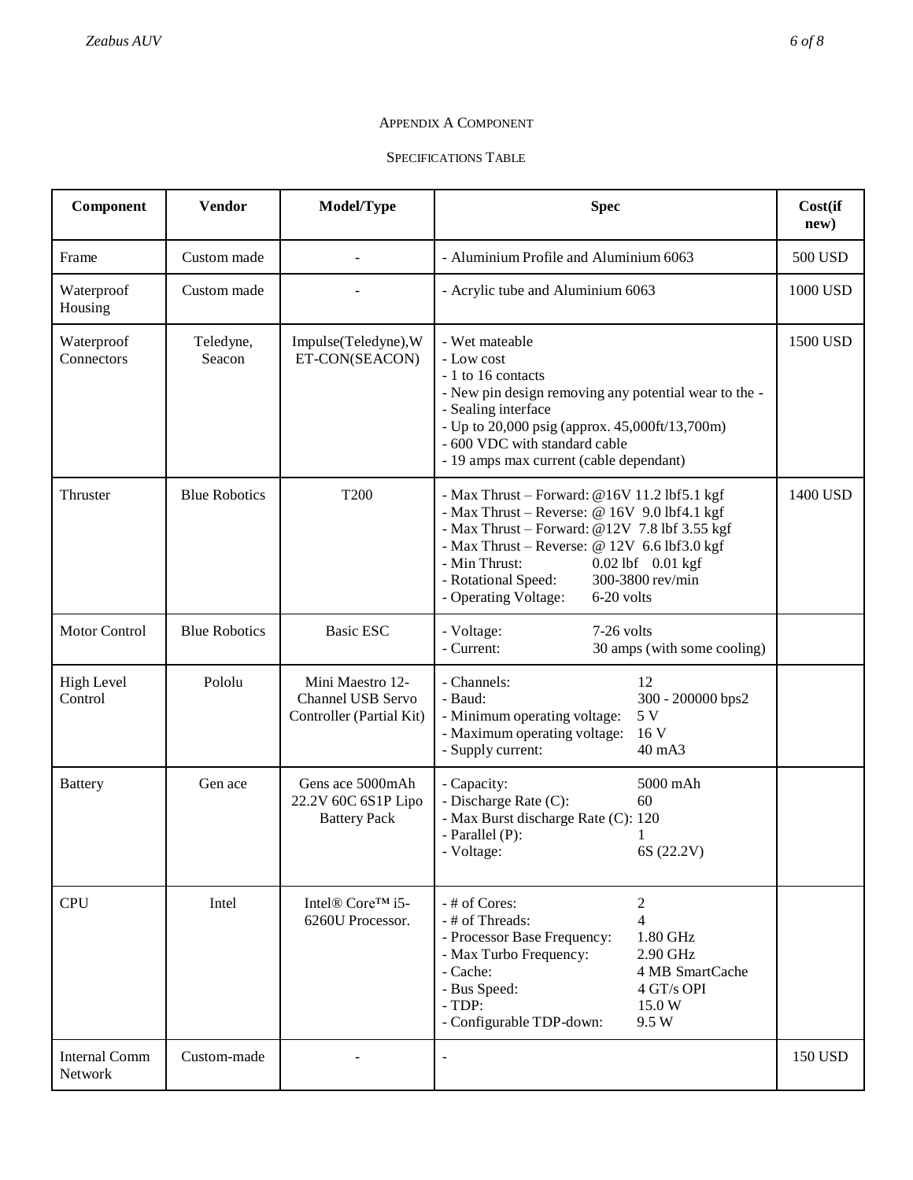## Appendix A Component

### Specifications Table

| Component | Vendor | Model/Type | Spec | Cost(if new) |
|---|---|---|---|---|
| Frame | Custom made | - | - Aluminium Profile and Aluminium 6063 | 500 USD |
| Waterproof Housing | Custom made | - | - Acrylic tube and Aluminium 6063 | 1000 USD |
| Waterproof Connectors | Teledyne, Seacon | Impulse(Teledyne),WET-CON(SEACON) | - Wet mateable<br>- Low cost<br>- 1 to 16 contacts<br>- New pin design removing any potential wear to the -<br>- Sealing interface<br>- Up to 20,000 psig (approx. 45,000ft/13,700m)<br>- 600 VDC with standard cable<br>- 19 amps max current (cable dependant) | 1500 USD |
| Thruster | Blue Robotics | T200 | - Max Thrust – Forward: @16V 11.2 lbf5.1 kgf<br>- Max Thrust – Reverse: @ 16V 9.0 lbf4.1 kgf<br>- Max Thrust – Forward: @12V 7.8 lbf 3.55 kgf<br>- Max Thrust – Reverse: @ 12V 6.6 lbf3.0 kgf<br>- Min Thrust: 0.02 lbf 0.01 kgf<br>- Rotational Speed: 300-3800 rev/min<br>- Operating Voltage: 6-20 volts | 1400 USD |
| Motor Control | Blue Robotics | Basic ESC | - Voltage: 7-26 volts<br>- Current: 30 amps (with some cooling) | |
| High Level Control | Pololu | Mini Maestro 12-Channel USB Servo Controller (Partial Kit) | - Channels: 12<br>- Baud: 300 - 200000 bps2<br>- Minimum operating voltage: 5 V<br>- Maximum operating voltage: 16 V<br>- Supply current: 40 mA3 | |
| Battery | Gen ace | Gens ace 5000mAh 22.2V 60C 6S1P Lipo Battery Pack | - Capacity: 5000 mAh<br>- Discharge Rate (C): 60<br>- Max Burst discharge Rate (C): 120<br>- Parallel (P): 1<br>- Voltage: 6S (22.2V) | |
| CPU | Intel | Intel® Core™ i5-6260U Processor. | - # of Cores: 2<br>- # of Threads: 4<br>- Processor Base Frequency: 1.80 GHz<br>- Max Turbo Frequency: 2.90 GHz<br>- Cache: 4 MB SmartCache<br>- Bus Speed: 4 GT/s OPI<br>- TDP: 15.0 W<br>- Configurable TDP-down: 9.5 W | |
| Internal Comm Network | Custom-made | - | - | 150 USD |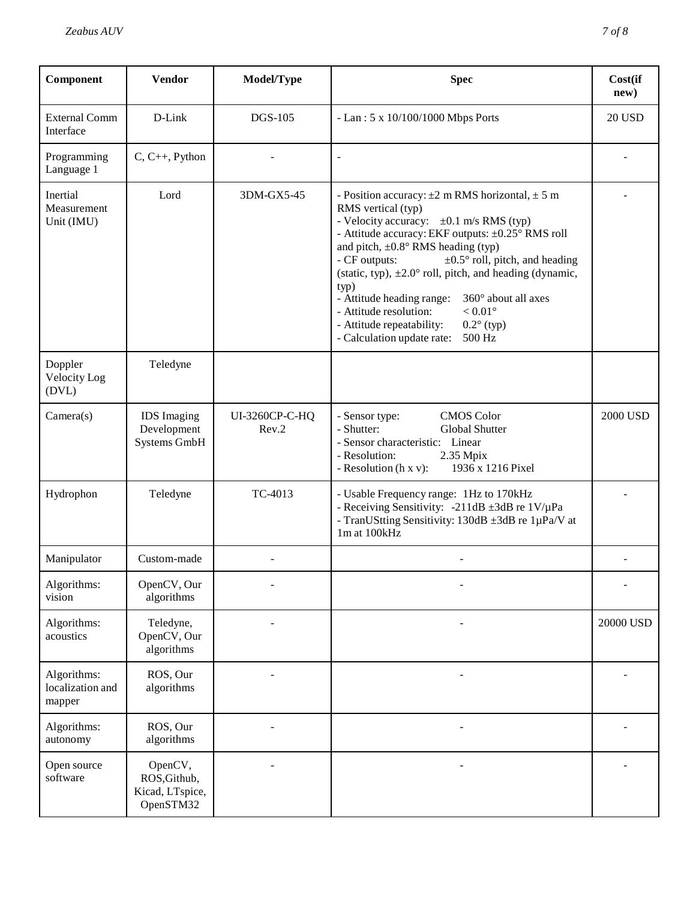| Component | Vendor | Model/Type | Spec | Cost(if new) |
| --- | --- | --- | --- | --- |
| External Comm Interface | D-Link | DGS-105 | - Lan : 5 x 10/100/1000 Mbps Ports | 20 USD |
| Programming Language 1 | C, C++, Python | - | - | - |
| Inertial Measurement Unit (IMU) | Lord | 3DM-GX5-45 | - Position accuracy: ±2 m RMS horizontal, ± 5 m RMS vertical (typ)<br>- Velocity accuracy: ±0.1 m/s RMS (typ)<br>- Attitude accuracy: EKF outputs: ±0.25° RMS roll and pitch, ±0.8° RMS heading (typ)<br>- CF outputs: ±0.5° roll, pitch, and heading (static, typ), ±2.0° roll, pitch, and heading (dynamic, typ)<br>- Attitude heading range: 360° about all axes<br>- Attitude resolution: < 0.01°<br>- Attitude repeatability: 0.2° (typ)<br>- Calculation update rate: 500 Hz | - |
| Doppler Velocity Log (DVL) | Teledyne | | | |
| Camera(s) | IDS Imaging Development Systems GmbH | UI-3260CP-C-HQ Rev.2 | - Sensor type: CMOS Color<br>- Shutter: Global Shutter<br>- Sensor characteristic: Linear<br>- Resolution: 2.35 Mpix<br>- Resolution (h x v): 1936 x 1216 Pixel | 2000 USD |
| Hydrophon | Teledyne | TC-4013 | - Usable Frequency range: 1Hz to 170kHz<br>- Receiving Sensitivity: -211dB ±3dB re 1V/µPa<br>- TranUStting Sensitivity: 130dB ±3dB re 1µPa/V at 1m at 100kHz | - |
| Manipulator | Custom-made | - | - | - |
| Algorithms: vision | OpenCV, Our algorithms | - | - | - |
| Algorithms: acoustics | Teledyne, OpenCV, Our algorithms | - | - | 20000 USD |
| Algorithms: localization and mapper | ROS, Our algorithms | - | - | - |
| Algorithms: autonomy | ROS, Our algorithms | - | - | - |
| Open source software | OpenCV, ROS,Github, Kicad, LTspice, OpenSTM32 | - | - | - |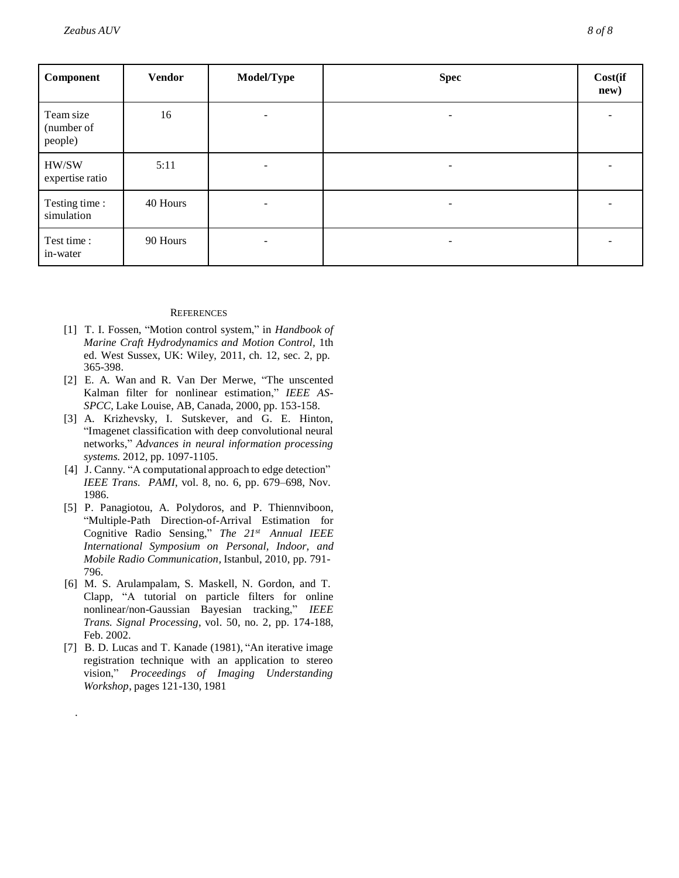| Component | Vendor | Model/Type | Spec | Cost(if new) |
|---|---|---|---|---|
| Team size (number of people) | 16 | - | - | - |
| HW/SW expertise ratio | 5:11 | - | - | - |
| Testing time : simulation | 40 Hours | - | - | - |
| Test time : in-water | 90 Hours | - | - | - |

## REFERENCES

[1] T. I. Fossen, "Motion control system," in *Handbook of Marine Craft Hydrodynamics and Motion Control*, 1th ed. West Sussex, UK: Wiley, 2011, ch. 12, sec. 2, pp. 365-398.

[2] E. A. Wan and R. Van Der Merwe, "The unscented Kalman filter for nonlinear estimation," *IEEE AS-SPCC*, Lake Louise, AB, Canada, 2000, pp. 153-158.

[3] A. Krizhevsky, I. Sutskever, and G. E. Hinton, "Imagenet classification with deep convolutional neural networks," *Advances in neural information processing systems.* 2012, pp. 1097-1105.

[4] J. Canny. "A computational approach to edge detection" *IEEE Trans. PAMI*, vol. 8, no. 6, pp. 679–698, Nov. 1986.

[5] P. Panagiotou, A. Polydoros, and P. Thiennviboon, "Multiple-Path Direction-of-Arrival Estimation for Cognitive Radio Sensing," *The 21st Annual IEEE International Symposium on Personal, Indoor, and Mobile Radio Communication*, Istanbul, 2010, pp. 791-796.

[6] M. S. Arulampalam, S. Maskell, N. Gordon, and T. Clapp, "A tutorial on particle filters for online nonlinear/non-Gaussian Bayesian tracking," *IEEE Trans. Signal Processing*, vol. 50, no. 2, pp. 174-188, Feb. 2002.

[7] B. D. Lucas and T. Kanade (1981), "An iterative image registration technique with an application to stereo vision," *Proceedings of Imaging Understanding Workshop*, pages 121-130, 1981

.